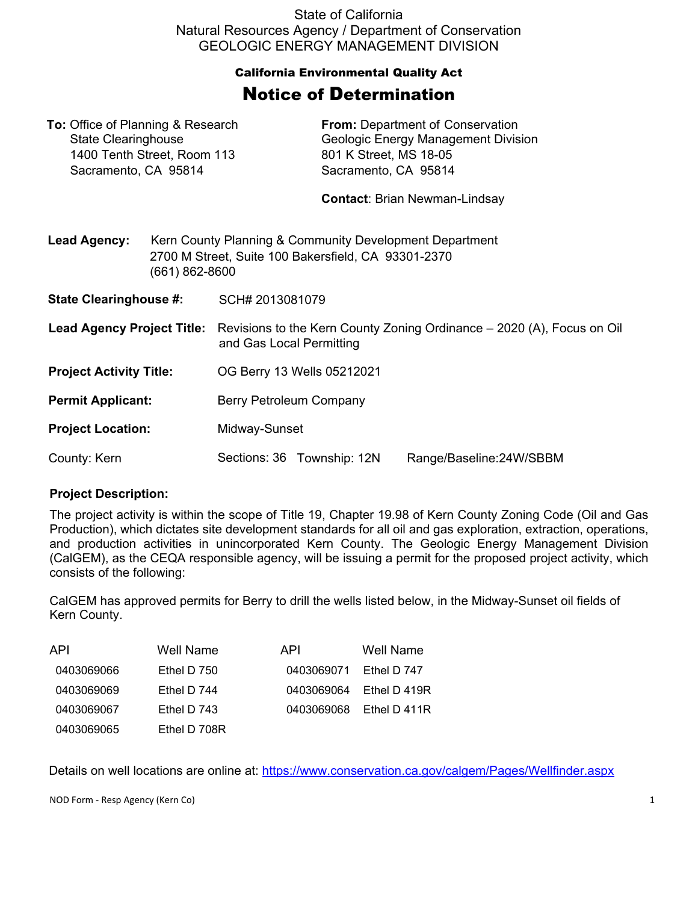State of California
Natural Resources Agency / Department of Conservation
GEOLOGIC ENERGY MANAGEMENT DIVISION

**California Environmental Quality Act**

# Notice of Determination

**To:** Office of Planning & Research
State Clearinghouse
1400 Tenth Street, Room 113
Sacramento, CA 95814

**From:** Department of Conservation
Geologic Energy Management Division
801 K Street, MS 18-05
Sacramento, CA 95814

**Contact**: Brian Newman-Lindsay

**Lead Agency:** Kern County Planning & Community Development Department
2700 M Street, Suite 100 Bakersfield, CA 93301-2370
(661) 862-8600

**State Clearinghouse #:** SCH# 2013081079

**Lead Agency Project Title:** Revisions to the Kern County Zoning Ordinance – 2020 (A), Focus on Oil and Gas Local Permitting

**Project Activity Title:** OG Berry 13 Wells 05212021

**Permit Applicant:** Berry Petroleum Company

**Project Location:** Midway-Sunset

County: Kern Sections: 36 Township: 12N Range/Baseline:24W/SBBM

**Project Description:**

The project activity is within the scope of Title 19, Chapter 19.98 of Kern County Zoning Code (Oil and Gas Production), which dictates site development standards for all oil and gas exploration, extraction, operations, and production activities in unincorporated Kern County. The Geologic Energy Management Division (CalGEM), as the CEQA responsible agency, will be issuing a permit for the proposed project activity, which consists of the following:

CalGEM has approved permits for Berry to drill the wells listed below, in the Midway-Sunset oil fields of Kern County.

| API | Well Name | API | Well Name |
|---|---|---|---|
| 0403069066 | Ethel D 750 | 0403069071 | Ethel D 747 |
| 0403069069 | Ethel D 744 | 0403069064 | Ethel D 419R |
| 0403069067 | Ethel D 743 | 0403069068 | Ethel D 411R |
| 0403069065 | Ethel D 708R | | |

Details on well locations are online at: https://www.conservation.ca.gov/calgem/Pages/Wellfinder.aspx

NOD Form - Resp Agency (Kern Co)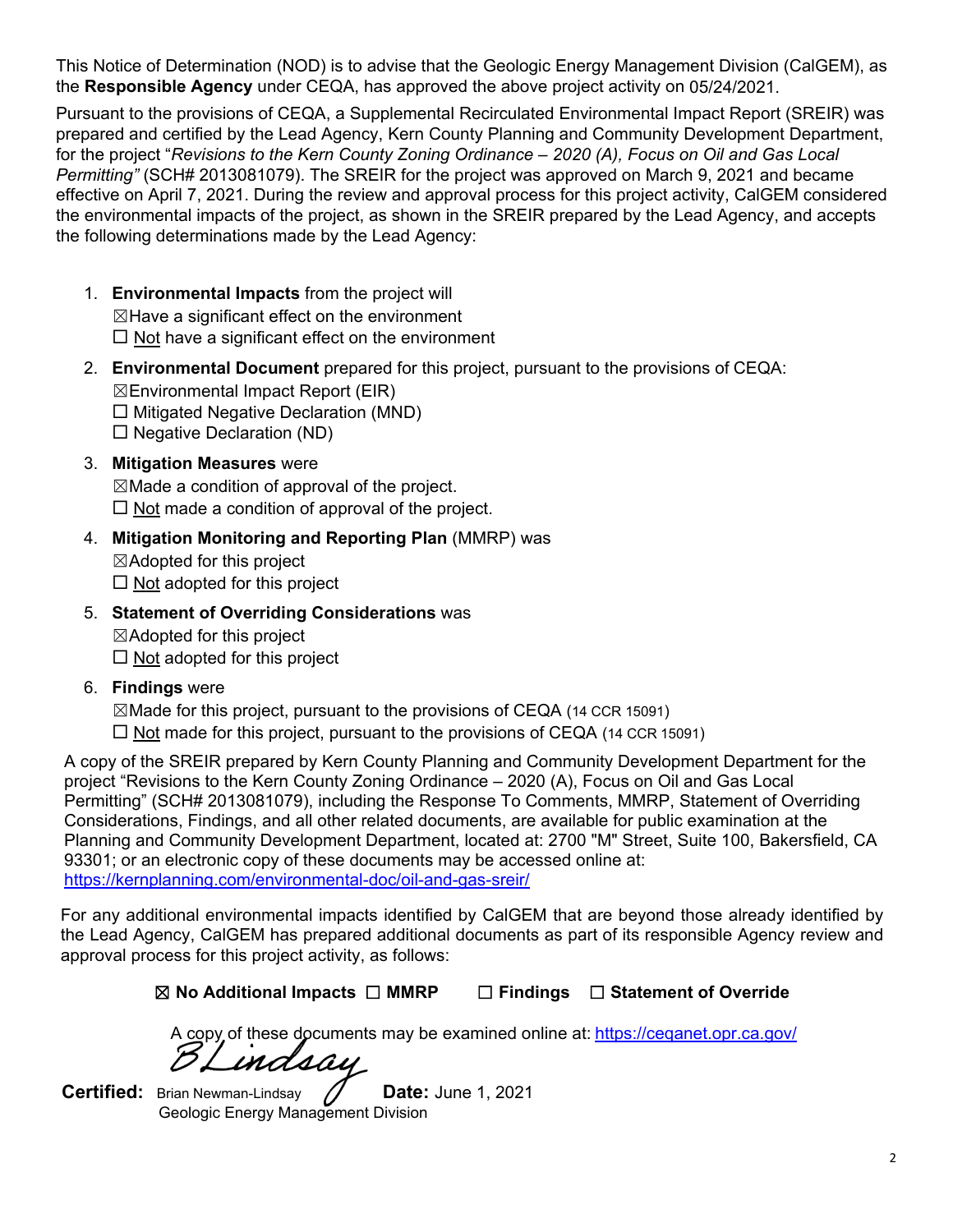This Notice of Determination (NOD) is to advise that the Geologic Energy Management Division (CalGEM), as the **Responsible Agency** under CEQA, has approved the above project activity on 05/24/2021.

Pursuant to the provisions of CEQA, a Supplemental Recirculated Environmental Impact Report (SREIR) was prepared and certified by the Lead Agency, Kern County Planning and Community Development Department, for the project "*Revisions to the Kern County Zoning Ordinance – 2020 (A), Focus on Oil and Gas Local Permitting"* (SCH# 2013081079). The SREIR for the project was approved on March 9, 2021 and became effective on April 7, 2021. During the review and approval process for this project activity, CalGEM considered the environmental impacts of the project, as shown in the SREIR prepared by the Lead Agency, and accepts the following determinations made by the Lead Agency:

1. **Environmental Impacts** from the project will
   ☒Have a significant effect on the environment
   ☐ Not have a significant effect on the environment
2. **Environmental Document** prepared for this project, pursuant to the provisions of CEQA:
   ☒Environmental Impact Report (EIR)
   ☐ Mitigated Negative Declaration (MND)
   ☐ Negative Declaration (ND)
3. **Mitigation Measures** were
   ☒Made a condition of approval of the project.
   ☐ Not made a condition of approval of the project.
4. **Mitigation Monitoring and Reporting Plan** (MMRP) was
   ☒Adopted for this project
   ☐ Not adopted for this project
5. **Statement of Overriding Considerations** was
   ☒Adopted for this project
   ☐ Not adopted for this project
6. **Findings** were
   ☒Made for this project, pursuant to the provisions of CEQA (14 CCR 15091)
   ☐ Not made for this project, pursuant to the provisions of CEQA (14 CCR 15091)

A copy of the SREIR prepared by Kern County Planning and Community Development Department for the project "Revisions to the Kern County Zoning Ordinance – 2020 (A), Focus on Oil and Gas Local Permitting" (SCH# 2013081079), including the Response To Comments, MMRP, Statement of Overriding Considerations, Findings, and all other related documents, are available for public examination at the Planning and Community Development Department, located at: 2700 "M" Street, Suite 100, Bakersfield, CA 93301; or an electronic copy of these documents may be accessed online at: https://kernplanning.com/environmental-doc/oil-and-gas-sreir/

For any additional environmental impacts identified by CalGEM that are beyond those already identified by the Lead Agency, CalGEM has prepared additional documents as part of its responsible Agency review and approval process for this project activity, as follows:

☒ **No Additional Impacts** ☐ **MMRP** ☐ **Findings** ☐ **Statement of Override**

A copy of these documents may be examined online at: https://ceqanet.opr.ca.gov/

**Certified:** Brian Newman-Lindsay **Date:** June 1, 2021
Geologic Energy Management Division